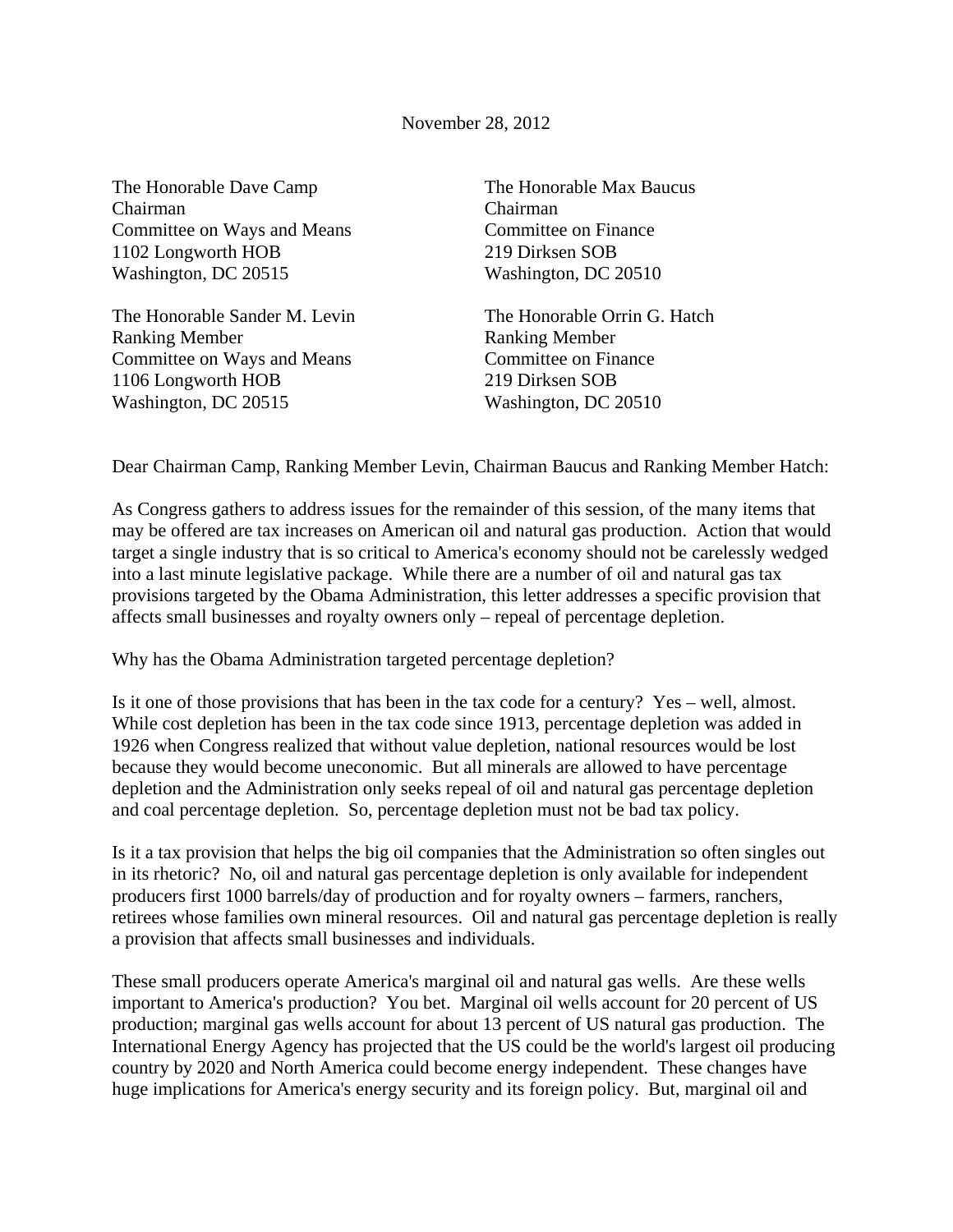November 28, 2012

The Honorable Dave Camp
Chairman
Committee on Ways and Means
1102 Longworth HOB
Washington, DC 20515

The Honorable Max Baucus
Chairman
Committee on Finance
219 Dirksen SOB
Washington, DC 20510

The Honorable Sander M. Levin
Ranking Member
Committee on Ways and Means
1106 Longworth HOB
Washington, DC 20515

The Honorable Orrin G. Hatch
Ranking Member
Committee on Finance
219 Dirksen SOB
Washington, DC 20510

Dear Chairman Camp, Ranking Member Levin, Chairman Baucus and Ranking Member Hatch:

As Congress gathers to address issues for the remainder of this session, of the many items that may be offered are tax increases on American oil and natural gas production. Action that would target a single industry that is so critical to America's economy should not be carelessly wedged into a last minute legislative package. While there are a number of oil and natural gas tax provisions targeted by the Obama Administration, this letter addresses a specific provision that affects small businesses and royalty owners only – repeal of percentage depletion.

Why has the Obama Administration targeted percentage depletion?

Is it one of those provisions that has been in the tax code for a century? Yes – well, almost. While cost depletion has been in the tax code since 1913, percentage depletion was added in 1926 when Congress realized that without value depletion, national resources would be lost because they would become uneconomic. But all minerals are allowed to have percentage depletion and the Administration only seeks repeal of oil and natural gas percentage depletion and coal percentage depletion. So, percentage depletion must not be bad tax policy.

Is it a tax provision that helps the big oil companies that the Administration so often singles out in its rhetoric? No, oil and natural gas percentage depletion is only available for independent producers first 1000 barrels/day of production and for royalty owners – farmers, ranchers, retirees whose families own mineral resources. Oil and natural gas percentage depletion is really a provision that affects small businesses and individuals.

These small producers operate America's marginal oil and natural gas wells. Are these wells important to America's production? You bet. Marginal oil wells account for 20 percent of US production; marginal gas wells account for about 13 percent of US natural gas production. The International Energy Agency has projected that the US could be the world's largest oil producing country by 2020 and North America could become energy independent. These changes have huge implications for America's energy security and its foreign policy. But, marginal oil and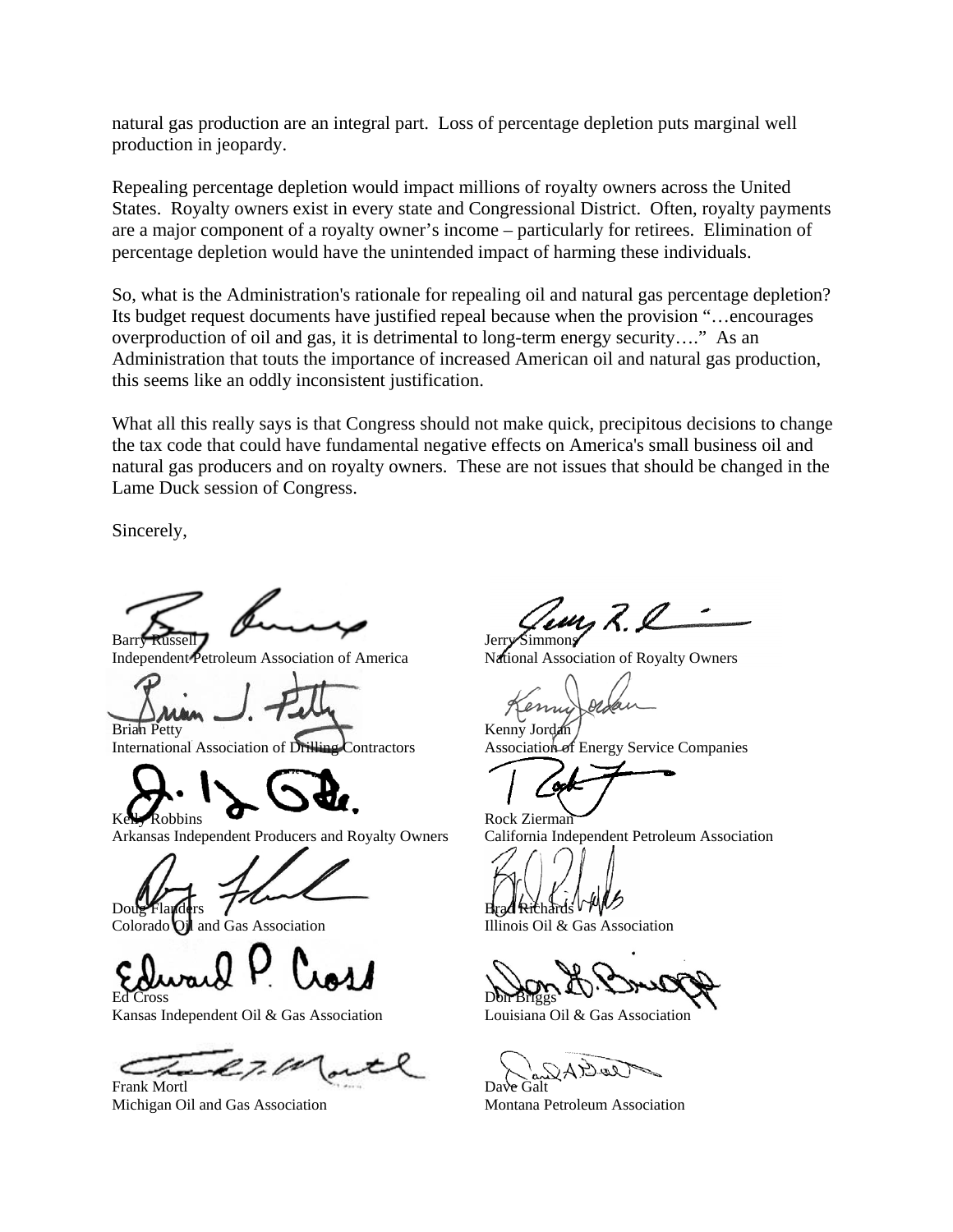natural gas production are an integral part. Loss of percentage depletion puts marginal well production in jeopardy.

Repealing percentage depletion would impact millions of royalty owners across the United States. Royalty owners exist in every state and Congressional District. Often, royalty payments are a major component of a royalty owner's income – particularly for retirees. Elimination of percentage depletion would have the unintended impact of harming these individuals.

So, what is the Administration's rationale for repealing oil and natural gas percentage depletion? Its budget request documents have justified repeal because when the provision "…encourages overproduction of oil and gas, it is detrimental to long-term energy security…." As an Administration that touts the importance of increased American oil and natural gas production, this seems like an oddly inconsistent justification.

What all this really says is that Congress should not make quick, precipitous decisions to change the tax code that could have fundamental negative effects on America's small business oil and natural gas producers and on royalty owners. These are not issues that should be changed in the Lame Duck session of Congress.

Sincerely,

Barry Russell
Independent Petroleum Association of America

Jerry Simmons
National Association of Royalty Owners

Brian Petty
International Association of Drilling Contractors

Kenny Jordan
Association of Energy Service Companies

Kelly Robbins
Arkansas Independent Producers and Royalty Owners

Rock Zierman
California Independent Petroleum Association

Doug Flanders
Colorado Oil and Gas Association

Brad Richards
Illinois Oil & Gas Association

Ed Cross
Kansas Independent Oil & Gas Association

Don Briggs
Louisiana Oil & Gas Association

Frank Mortl
Michigan Oil and Gas Association

Dave Galt
Montana Petroleum Association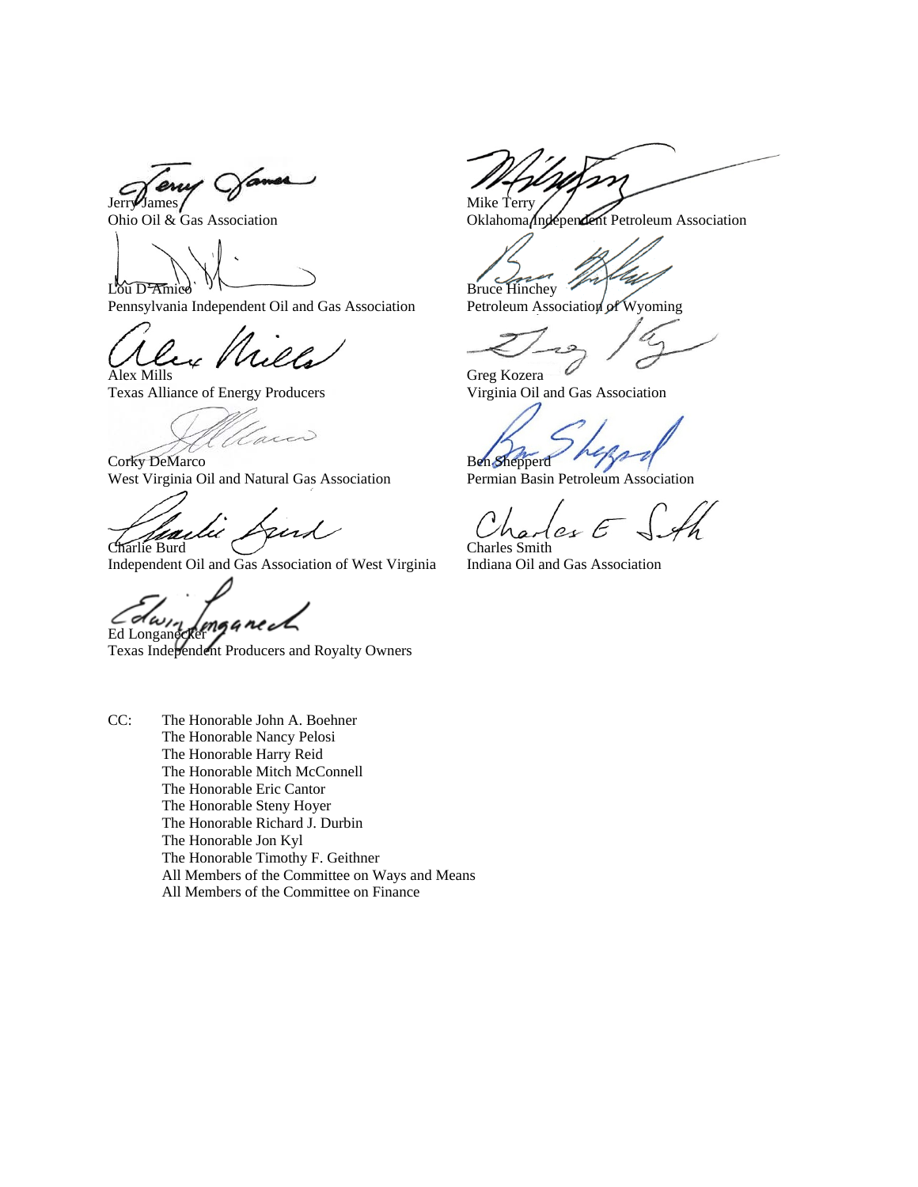Jerry James
Ohio Oil & Gas Association

Mike Terry
Oklahoma Independent Petroleum Association

Lou D'Amico
Pennsylvania Independent Oil and Gas Association

Bruce Hinchey
Petroleum Association of Wyoming

Alex Mills
Texas Alliance of Energy Producers

Greg Kozera
Virginia Oil and Gas Association

Corky DeMarco
West Virginia Oil and Natural Gas Association

Ben Shepperd
Permian Basin Petroleum Association

Charlie Burd
Independent Oil and Gas Association of West Virginia

Charles Smith
Indiana Oil and Gas Association

Ed Longanecker
Texas Independent Producers and Royalty Owners

CC: The Honorable John A. Boehner
The Honorable Nancy Pelosi
The Honorable Harry Reid
The Honorable Mitch McConnell
The Honorable Eric Cantor
The Honorable Steny Hoyer
The Honorable Richard J. Durbin
The Honorable Jon Kyl
The Honorable Timothy F. Geithner
All Members of the Committee on Ways and Means
All Members of the Committee on Finance